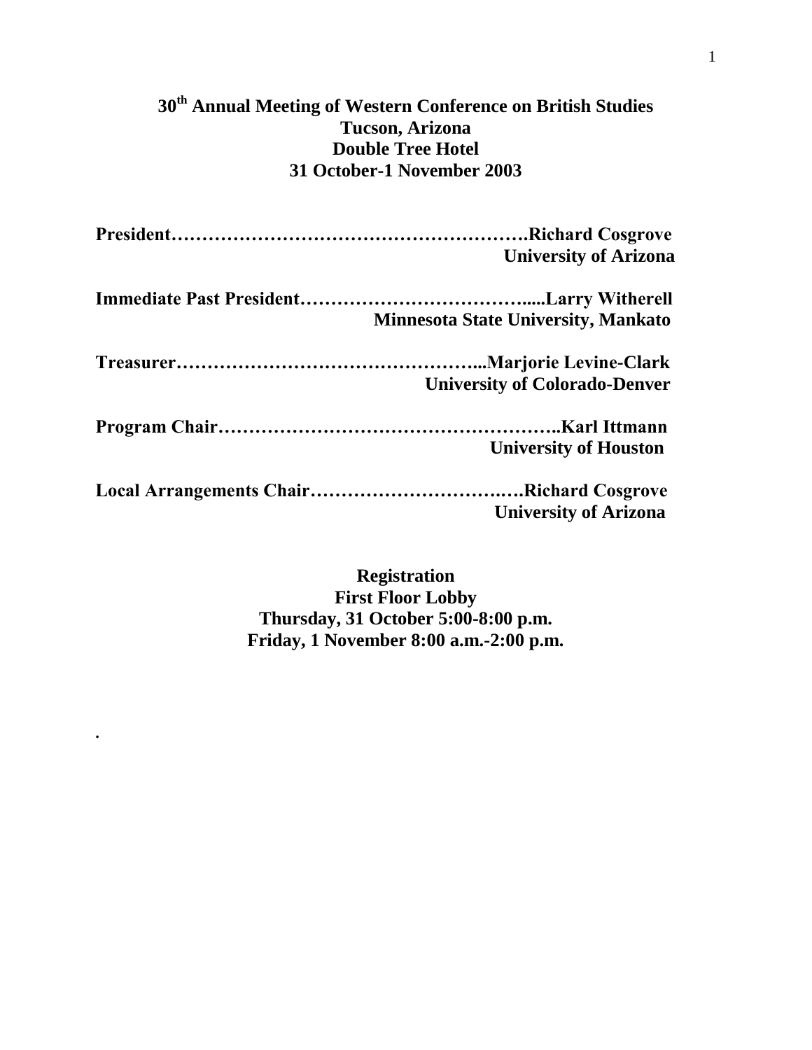# 30th Annual Meeting of Western Conference on British Studies

**Tucson, Arizona**
**Double Tree Hotel**
**31 October-1 November 2003**

**President……………………………………………….Richard Cosgrove**
**University of Arizona**

**Immediate Past President……………………………….....Larry Witherell**
**Minnesota State University, Mankato**

**Treasurer…………………………………………...Marjorie Levine-Clark**
**University of Colorado-Denver**

**Program Chair……………………………………………..Karl Ittmann**
**University of Houston**

**Local Arrangements Chair…………………………….….Richard Cosgrove**
**University of Arizona**

**Registration**
**First Floor Lobby**
**Thursday, 31 October 5:00-8:00 p.m.**
**Friday, 1 November 8:00 a.m.-2:00 p.m.**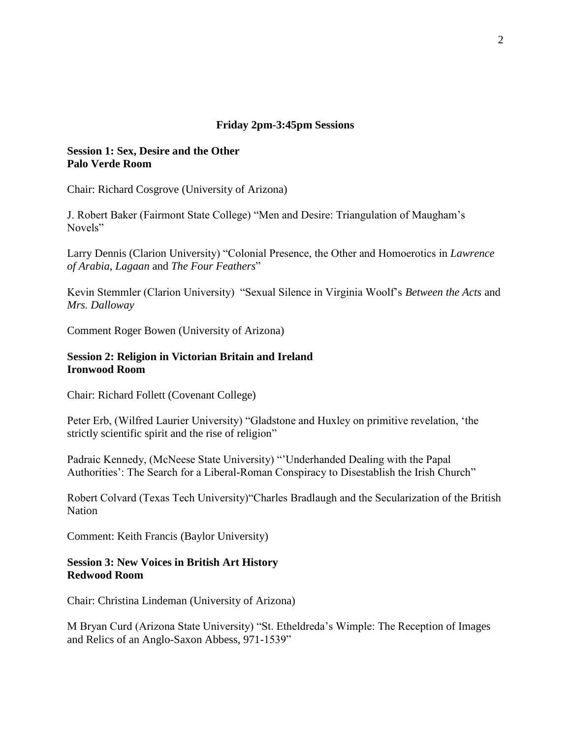**Friday 2pm-3:45pm Sessions**

**Session 1: Sex, Desire and the Other**
**Palo Verde Room**

Chair: Richard Cosgrove (University of Arizona)

J. Robert Baker (Fairmont State College) "Men and Desire: Triangulation of Maugham's Novels"

Larry Dennis (Clarion University) "Colonial Presence, the Other and Homoerotics in *Lawrence of Arabia*, *Lagaan* and *The Four Feathers*"

Kevin Stemmler (Clarion University) "Sexual Silence in Virginia Woolf's *Between the Acts* and *Mrs. Dalloway*

Comment Roger Bowen (University of Arizona)

**Session 2: Religion in Victorian Britain and Ireland**
**Ironwood Room**

Chair: Richard Follett (Covenant College)

Peter Erb, (Wilfred Laurier University) "Gladstone and Huxley on primitive revelation, 'the strictly scientific spirit and the rise of religion"

Padraic Kennedy, (McNeese State University) "'Underhanded Dealing with the Papal Authorities': The Search for a Liberal-Roman Conspiracy to Disestablish the Irish Church"

Robert Colvard (Texas Tech University)"Charles Bradlaugh and the Secularization of the British Nation

Comment: Keith Francis (Baylor University)

**Session 3: New Voices in British Art History**
**Redwood Room**

Chair: Christina Lindeman (University of Arizona)

M Bryan Curd (Arizona State University) "St. Etheldreda's Wimple: The Reception of Images and Relics of an Anglo-Saxon Abbess, 971-1539"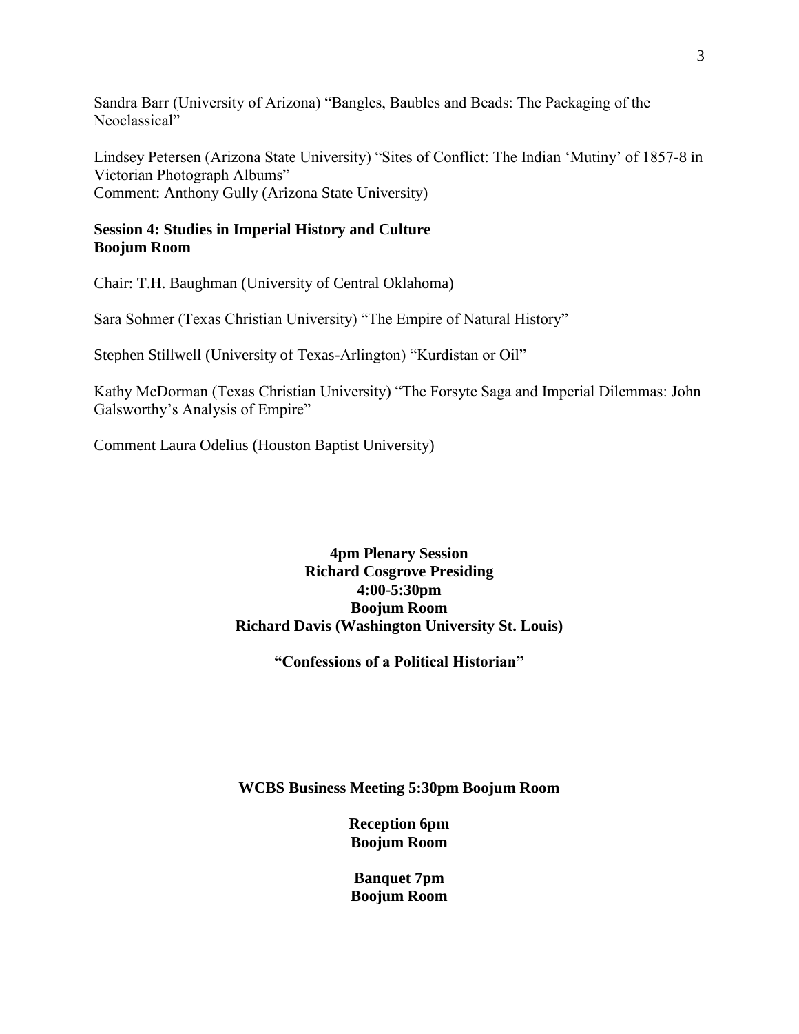Sandra Barr (University of Arizona) “Bangles, Baubles and Beads: The Packaging of the Neoclassical”

Lindsey Petersen (Arizona State University) “Sites of Conflict: The Indian ‘Mutiny’ of 1857-8 in Victorian Photograph Albums”
Comment: Anthony Gully (Arizona State University)

**Session 4: Studies in Imperial History and Culture**
**Boojum Room**

Chair: T.H. Baughman (University of Central Oklahoma)

Sara Sohmer (Texas Christian University) “The Empire of Natural History”

Stephen Stillwell (University of Texas-Arlington) “Kurdistan or Oil”

Kathy McDorman (Texas Christian University) “The Forsyte Saga and Imperial Dilemmas: John Galsworthy’s Analysis of Empire”

Comment Laura Odelius (Houston Baptist University)

**4pm Plenary Session**
**Richard Cosgrove Presiding**
**4:00-5:30pm**
**Boojum Room**
**Richard Davis (Washington University St. Louis)**

**“Confessions of a Political Historian”**

**WCBS Business Meeting 5:30pm Boojum Room**

**Reception 6pm**
**Boojum Room**

**Banquet 7pm**
**Boojum Room**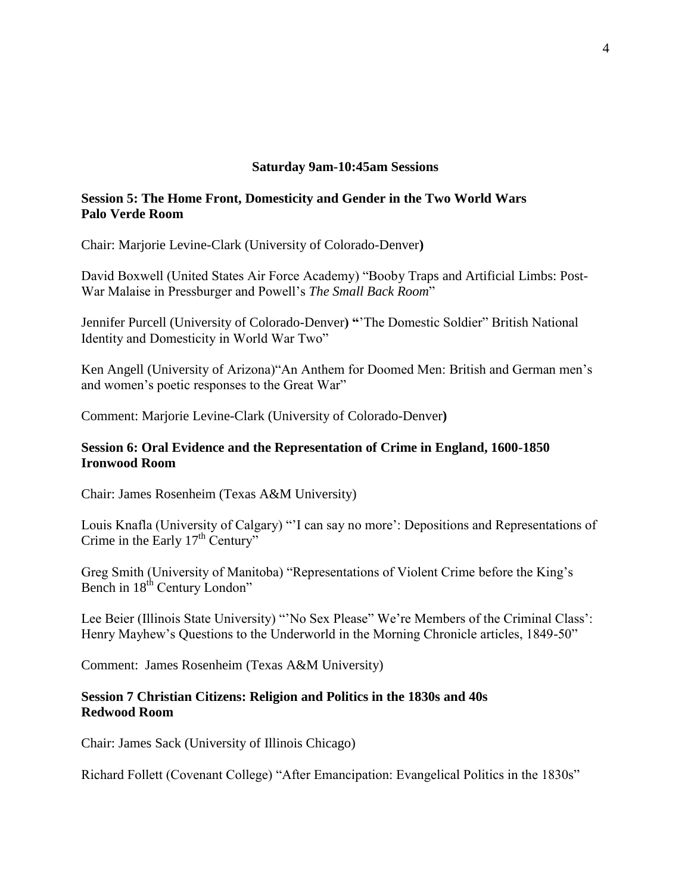## Saturday 9am-10:45am Sessions

### Session 5: The Home Front, Domesticity and Gender in the Two World Wars
### Palo Verde Room

Chair: Marjorie Levine-Clark (University of Colorado-Denver**)**

David Boxwell (United States Air Force Academy) "Booby Traps and Artificial Limbs: Post-War Malaise in Pressburger and Powell's *The Small Back Room*"

Jennifer Purcell (University of Colorado-Denver**) "**'The Domestic Soldier" British National Identity and Domesticity in World War Two"

Ken Angell (University of Arizona)"An Anthem for Doomed Men: British and German men's and women's poetic responses to the Great War"

Comment: Marjorie Levine-Clark (University of Colorado-Denver**)**

### Session 6: Oral Evidence and the Representation of Crime in England, 1600-1850
### Ironwood Room

Chair: James Rosenheim (Texas A&M University)

Louis Knafla (University of Calgary) "'I can say no more': Depositions and Representations of Crime in the Early 17th Century"

Greg Smith (University of Manitoba) "Representations of Violent Crime before the King's Bench in 18th Century London"

Lee Beier (Illinois State University) "'No Sex Please" We're Members of the Criminal Class': Henry Mayhew's Questions to the Underworld in the Morning Chronicle articles, 1849-50"

Comment: James Rosenheim (Texas A&M University)

### Session 7 Christian Citizens: Religion and Politics in the 1830s and 40s
### Redwood Room

Chair: James Sack (University of Illinois Chicago)

Richard Follett (Covenant College) "After Emancipation: Evangelical Politics in the 1830s"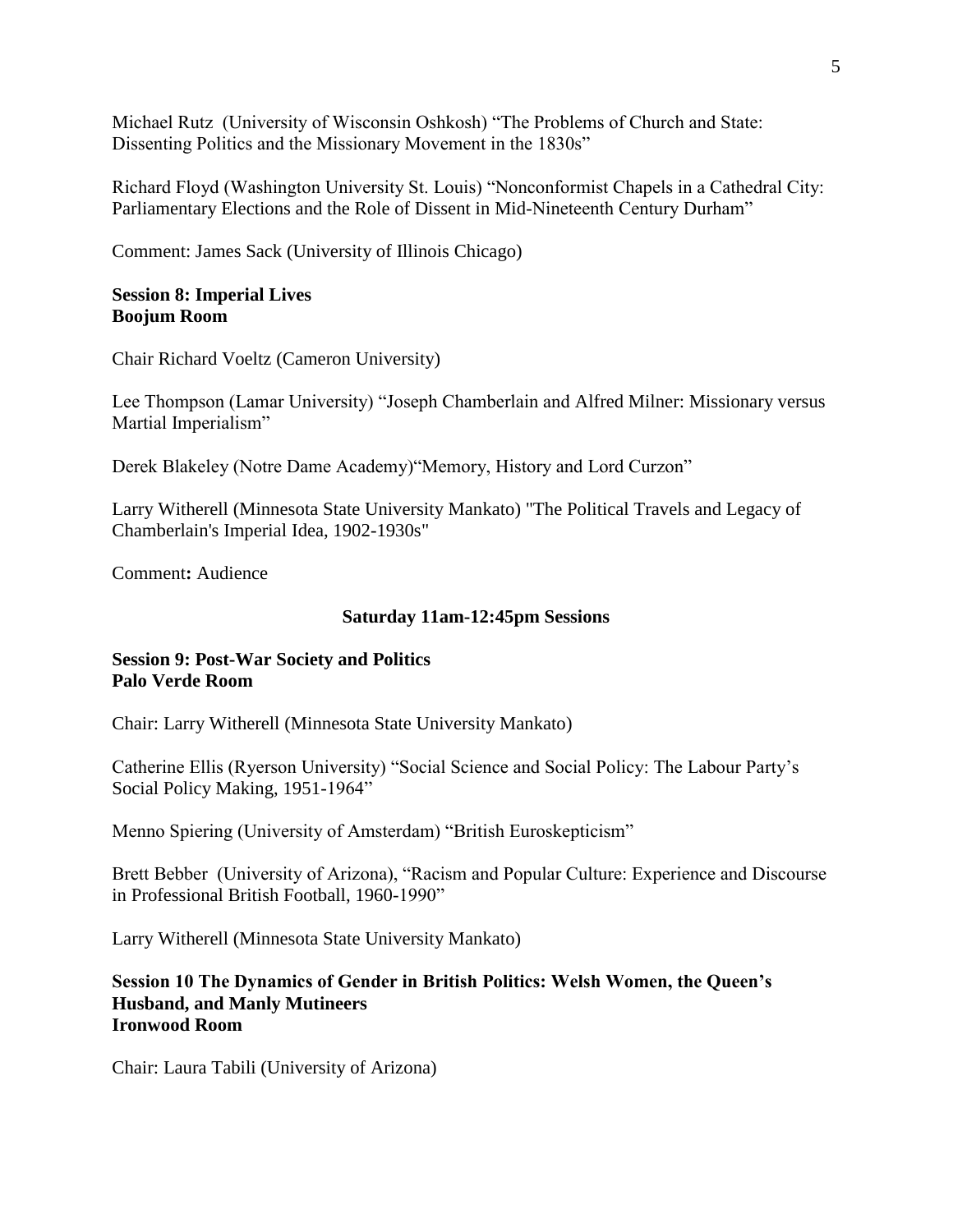Michael Rutz (University of Wisconsin Oshkosh) “The Problems of Church and State: Dissenting Politics and the Missionary Movement in the 1830s”

Richard Floyd (Washington University St. Louis) “Nonconformist Chapels in a Cathedral City: Parliamentary Elections and the Role of Dissent in Mid-Nineteenth Century Durham”

Comment: James Sack (University of Illinois Chicago)

**Session 8: Imperial Lives**
**Boojum Room**

Chair Richard Voeltz (Cameron University)

Lee Thompson (Lamar University) “Joseph Chamberlain and Alfred Milner: Missionary versus Martial Imperialism”

Derek Blakeley (Notre Dame Academy)“Memory, History and Lord Curzon”

Larry Witherell (Minnesota State University Mankato) "The Political Travels and Legacy of Chamberlain's Imperial Idea, 1902-1930s"

Comment**:** Audience

**Saturday 11am-12:45pm Sessions**

**Session 9: Post-War Society and Politics**
**Palo Verde Room**

Chair: Larry Witherell (Minnesota State University Mankato)

Catherine Ellis (Ryerson University) “Social Science and Social Policy: The Labour Party’s Social Policy Making, 1951-1964”

Menno Spiering (University of Amsterdam) “British Euroskepticism”

Brett Bebber (University of Arizona), “Racism and Popular Culture: Experience and Discourse in Professional British Football, 1960-1990”

Larry Witherell (Minnesota State University Mankato)

**Session 10 The Dynamics of Gender in British Politics: Welsh Women, the Queen’s Husband, and Manly Mutineers**
**Ironwood Room**

Chair: Laura Tabili (University of Arizona)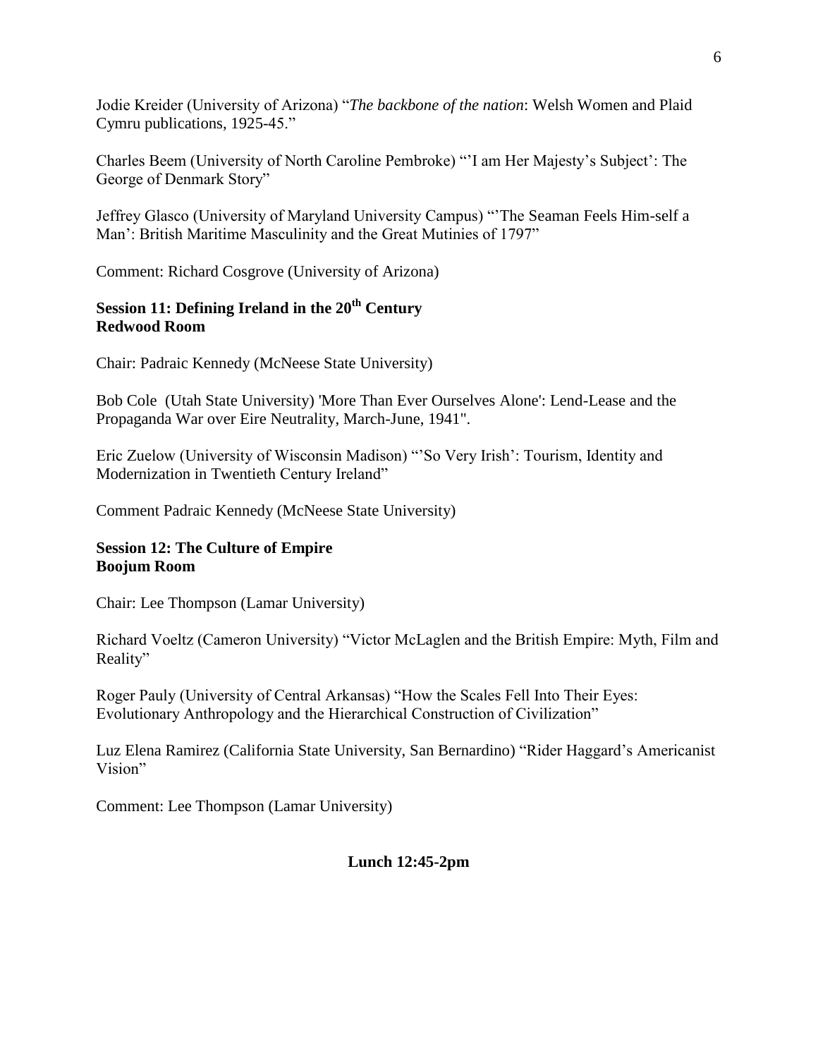Jodie Kreider (University of Arizona) "*The backbone of the nation*: Welsh Women and Plaid Cymru publications, 1925-45."

Charles Beem (University of North Caroline Pembroke) "'I am Her Majesty's Subject': The George of Denmark Story"

Jeffrey Glasco (University of Maryland University Campus) "'The Seaman Feels Him-self a Man': British Maritime Masculinity and the Great Mutinies of 1797"

Comment: Richard Cosgrove (University of Arizona)

**Session 11: Defining Ireland in the 20th Century**
**Redwood Room**

Chair: Padraic Kennedy (McNeese State University)

Bob Cole (Utah State University) 'More Than Ever Ourselves Alone': Lend-Lease and the Propaganda War over Eire Neutrality, March-June, 1941".

Eric Zuelow (University of Wisconsin Madison) "'So Very Irish': Tourism, Identity and Modernization in Twentieth Century Ireland"

Comment Padraic Kennedy (McNeese State University)

**Session 12: The Culture of Empire**
**Boojum Room**

Chair: Lee Thompson (Lamar University)

Richard Voeltz (Cameron University) "Victor McLaglen and the British Empire: Myth, Film and Reality"

Roger Pauly (University of Central Arkansas) "How the Scales Fell Into Their Eyes: Evolutionary Anthropology and the Hierarchical Construction of Civilization"

Luz Elena Ramirez (California State University, San Bernardino) "Rider Haggard's Americanist Vision"

Comment: Lee Thompson (Lamar University)

**Lunch 12:45-2pm**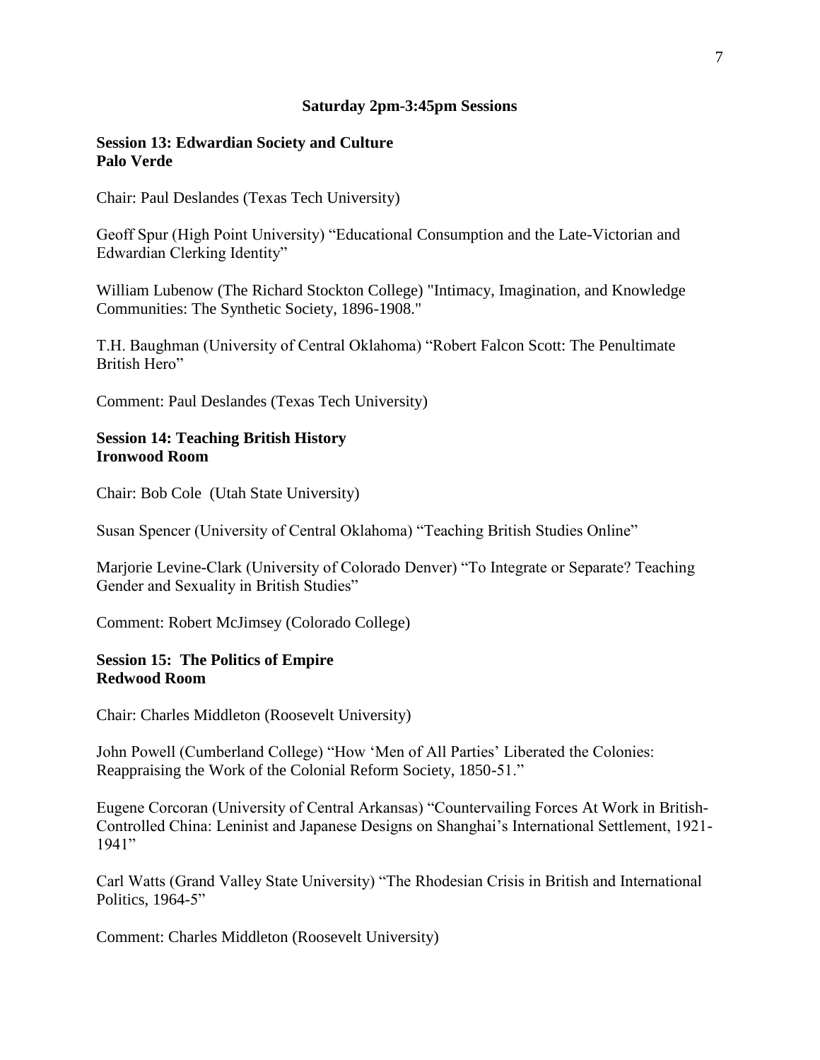## Saturday 2pm-3:45pm Sessions

### Session 13: Edwardian Society and Culture
### Palo Verde

Chair: Paul Deslandes (Texas Tech University)

Geoff Spur (High Point University) “Educational Consumption and the Late-Victorian and Edwardian Clerking Identity”

William Lubenow (The Richard Stockton College) "Intimacy, Imagination, and Knowledge Communities: The Synthetic Society, 1896-1908."

T.H. Baughman (University of Central Oklahoma) “Robert Falcon Scott: The Penultimate British Hero”

Comment: Paul Deslandes (Texas Tech University)

### Session 14: Teaching British History
### Ironwood Room

Chair: Bob Cole (Utah State University)

Susan Spencer (University of Central Oklahoma) “Teaching British Studies Online”

Marjorie Levine-Clark (University of Colorado Denver) “To Integrate or Separate? Teaching Gender and Sexuality in British Studies”

Comment: Robert McJimsey (Colorado College)

### Session 15: The Politics of Empire
### Redwood Room

Chair: Charles Middleton (Roosevelt University)

John Powell (Cumberland College) “How ‘Men of All Parties’ Liberated the Colonies: Reappraising the Work of the Colonial Reform Society, 1850-51.”

Eugene Corcoran (University of Central Arkansas) “Countervailing Forces At Work in British-Controlled China: Leninist and Japanese Designs on Shanghai’s International Settlement, 1921-1941”

Carl Watts (Grand Valley State University) “The Rhodesian Crisis in British and International Politics, 1964-5”

Comment: Charles Middleton (Roosevelt University)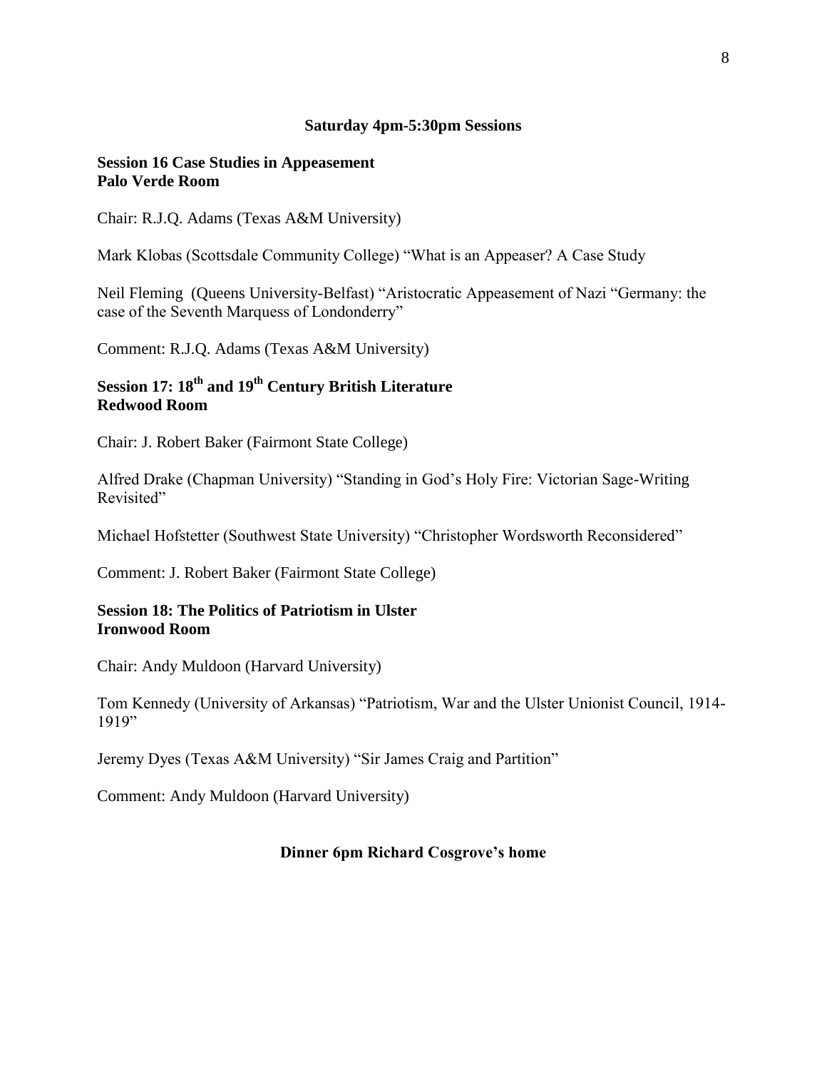## Saturday 4pm-5:30pm Sessions

### Session 16 Case Studies in Appeasement
### Palo Verde Room

Chair: R.J.Q. Adams (Texas A&M University)

Mark Klobas (Scottsdale Community College) "What is an Appeaser? A Case Study

Neil Fleming (Queens University-Belfast) "Aristocratic Appeasement of Nazi "Germany: the case of the Seventh Marquess of Londonderry"

Comment: R.J.Q. Adams (Texas A&M University)

### Session 17: 18th and 19th Century British Literature
### Redwood Room

Chair: J. Robert Baker (Fairmont State College)

Alfred Drake (Chapman University) "Standing in God's Holy Fire: Victorian Sage-Writing Revisited"

Michael Hofstetter (Southwest State University) "Christopher Wordsworth Reconsidered"

Comment: J. Robert Baker (Fairmont State College)

### Session 18: The Politics of Patriotism in Ulster
### Ironwood Room

Chair: Andy Muldoon (Harvard University)

Tom Kennedy (University of Arkansas) "Patriotism, War and the Ulster Unionist Council, 1914-1919"

Jeremy Dyes (Texas A&M University) "Sir James Craig and Partition"

Comment: Andy Muldoon (Harvard University)

**Dinner 6pm Richard Cosgrove's home**